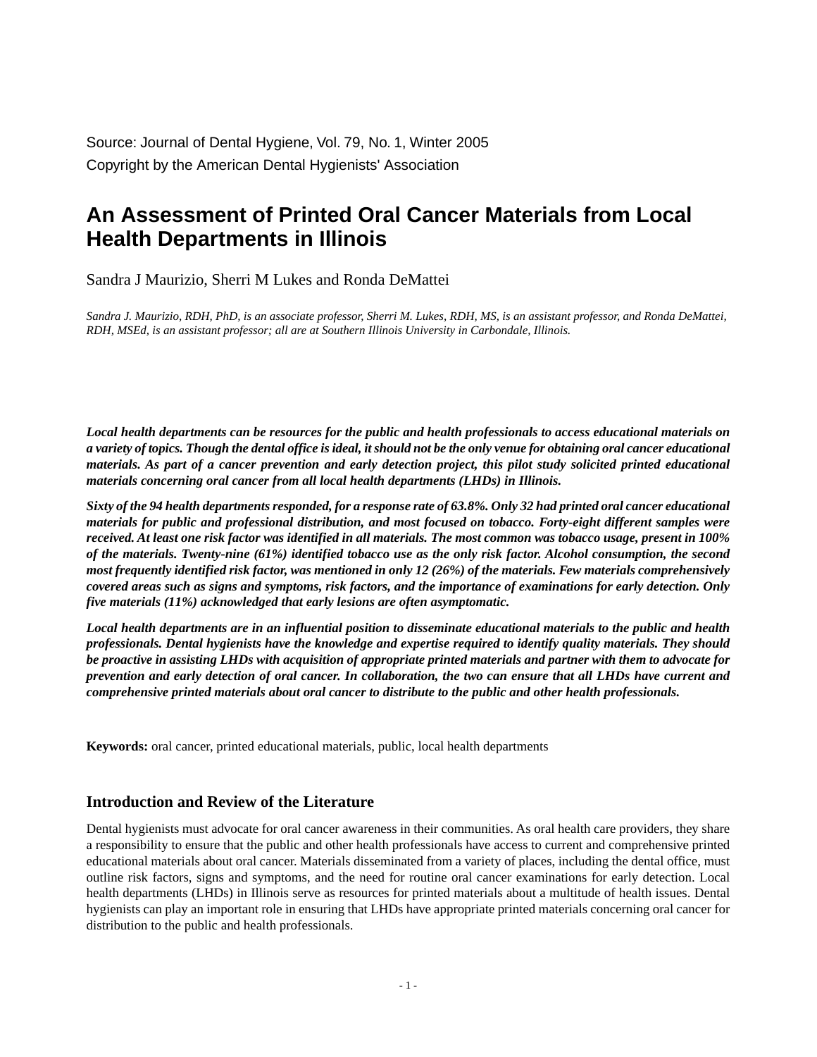Source: Journal of Dental Hygiene, Vol. 79, No. 1, Winter 2005

Copyright by the American Dental Hygienists' Association

# An Assessment of Printed Oral Cancer Materials from Local Health Departments in Illinois

Sandra J Maurizio, Sherri M Lukes and Ronda DeMattei

*Sandra J. Maurizio, RDH, PhD, is an associate professor, Sherri M. Lukes, RDH, MS, is an assistant professor, and Ronda DeMattei, RDH, MSEd, is an assistant professor; all are at Southern Illinois University in Carbondale, Illinois.*

***Local health departments can be resources for the public and health professionals to access educational materials on a variety of topics. Though the dental office is ideal, it should not be the only venue for obtaining oral cancer educational materials. As part of a cancer prevention and early detection project, this pilot study solicited printed educational materials concerning oral cancer from all local health departments (LHDs) in Illinois.***

***Sixty of the 94 health departments responded, for a response rate of 63.8%. Only 32 had printed oral cancer educational materials for public and professional distribution, and most focused on tobacco. Forty-eight different samples were received. At least one risk factor was identified in all materials. The most common was tobacco usage, present in 100% of the materials. Twenty-nine (61%) identified tobacco use as the only risk factor. Alcohol consumption, the second most frequently identified risk factor, was mentioned in only 12 (26%) of the materials. Few materials comprehensively covered areas such as signs and symptoms, risk factors, and the importance of examinations for early detection. Only five materials (11%) acknowledged that early lesions are often asymptomatic.***

***Local health departments are in an influential position to disseminate educational materials to the public and health professionals. Dental hygienists have the knowledge and expertise required to identify quality materials. They should be proactive in assisting LHDs with acquisition of appropriate printed materials and partner with them to advocate for prevention and early detection of oral cancer. In collaboration, the two can ensure that all LHDs have current and comprehensive printed materials about oral cancer to distribute to the public and other health professionals.***

**Keywords:** oral cancer, printed educational materials, public, local health departments

## Introduction and Review of the Literature

Dental hygienists must advocate for oral cancer awareness in their communities. As oral health care providers, they share a responsibility to ensure that the public and other health professionals have access to current and comprehensive printed educational materials about oral cancer. Materials disseminated from a variety of places, including the dental office, must outline risk factors, signs and symptoms, and the need for routine oral cancer examinations for early detection. Local health departments (LHDs) in Illinois serve as resources for printed materials about a multitude of health issues. Dental hygienists can play an important role in ensuring that LHDs have appropriate printed materials concerning oral cancer for distribution to the public and health professionals.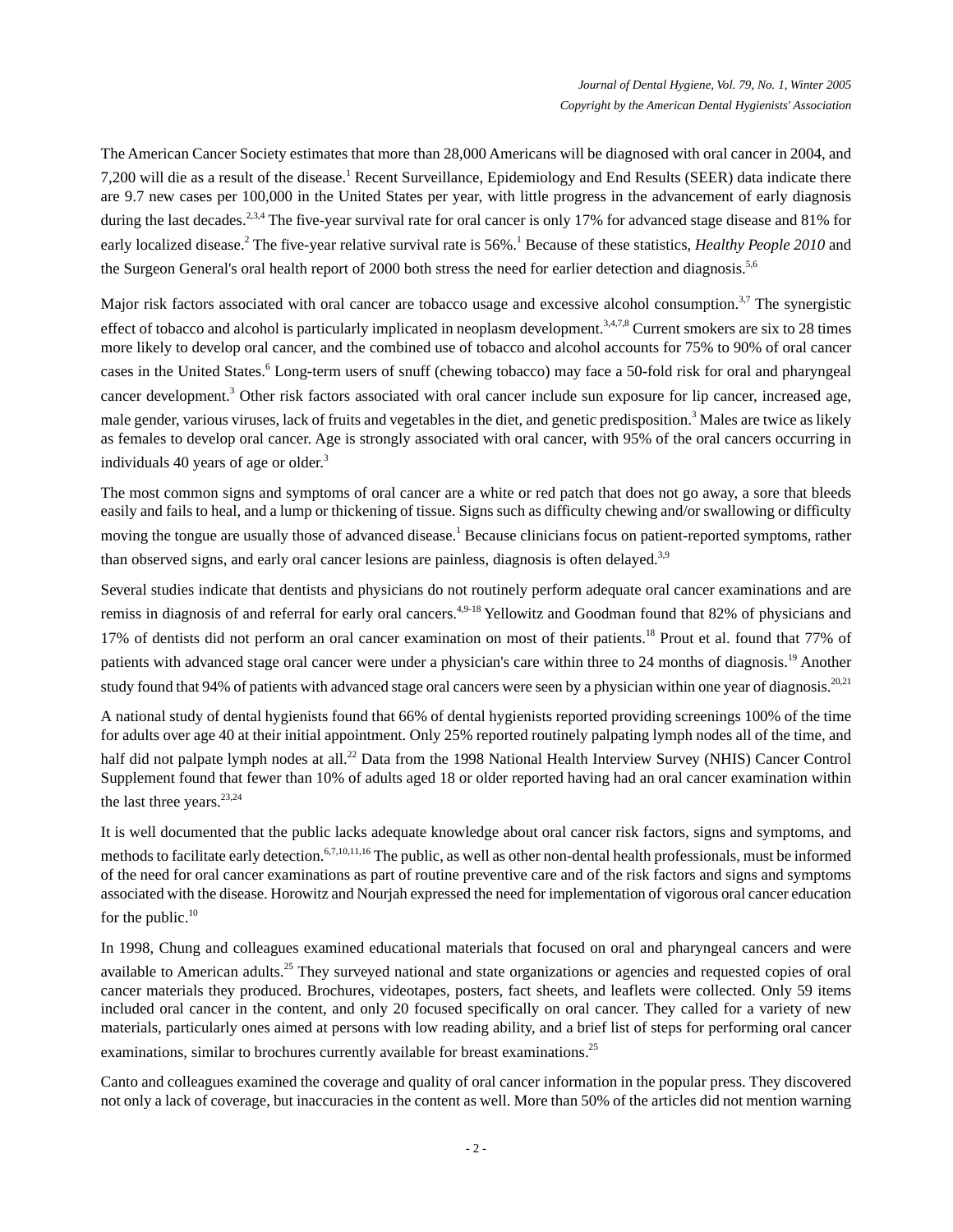The American Cancer Society estimates that more than 28,000 Americans will be diagnosed with oral cancer in 2004, and 7,200 will die as a result of the disease.[1] Recent Surveillance, Epidemiology and End Results (SEER) data indicate there are 9.7 new cases per 100,000 in the United States per year, with little progress in the advancement of early diagnosis during the last decades.[2,3,4] The five-year survival rate for oral cancer is only 17% for advanced stage disease and 81% for early localized disease.[2] The five-year relative survival rate is 56%.[1] Because of these statistics, *Healthy People 2010* and the Surgeon General's oral health report of 2000 both stress the need for earlier detection and diagnosis.[5,6]

Major risk factors associated with oral cancer are tobacco usage and excessive alcohol consumption.[3,7] The synergistic effect of tobacco and alcohol is particularly implicated in neoplasm development.[3,4,7,8] Current smokers are six to 28 times more likely to develop oral cancer, and the combined use of tobacco and alcohol accounts for 75% to 90% of oral cancer cases in the United States.[6] Long-term users of snuff (chewing tobacco) may face a 50-fold risk for oral and pharyngeal cancer development.[3] Other risk factors associated with oral cancer include sun exposure for lip cancer, increased age, male gender, various viruses, lack of fruits and vegetables in the diet, and genetic predisposition.[3] Males are twice as likely as females to develop oral cancer. Age is strongly associated with oral cancer, with 95% of the oral cancers occurring in individuals 40 years of age or older.[3]

The most common signs and symptoms of oral cancer are a white or red patch that does not go away, a sore that bleeds easily and fails to heal, and a lump or thickening of tissue. Signs such as difficulty chewing and/or swallowing or difficulty moving the tongue are usually those of advanced disease.[1] Because clinicians focus on patient-reported symptoms, rather than observed signs, and early oral cancer lesions are painless, diagnosis is often delayed.[3,9]

Several studies indicate that dentists and physicians do not routinely perform adequate oral cancer examinations and are remiss in diagnosis of and referral for early oral cancers.[4,9-18] Yellowitz and Goodman found that 82% of physicians and 17% of dentists did not perform an oral cancer examination on most of their patients.[18] Prout et al. found that 77% of patients with advanced stage oral cancer were under a physician's care within three to 24 months of diagnosis.[19] Another study found that 94% of patients with advanced stage oral cancers were seen by a physician within one year of diagnosis.[20,21]

A national study of dental hygienists found that 66% of dental hygienists reported providing screenings 100% of the time for adults over age 40 at their initial appointment. Only 25% reported routinely palpating lymph nodes all of the time, and half did not palpate lymph nodes at all.[22] Data from the 1998 National Health Interview Survey (NHIS) Cancer Control Supplement found that fewer than 10% of adults aged 18 or older reported having had an oral cancer examination within the last three years.[23,24]

It is well documented that the public lacks adequate knowledge about oral cancer risk factors, signs and symptoms, and methods to facilitate early detection.[6,7,10,11,16] The public, as well as other non-dental health professionals, must be informed of the need for oral cancer examinations as part of routine preventive care and of the risk factors and signs and symptoms associated with the disease. Horowitz and Nourjah expressed the need for implementation of vigorous oral cancer education for the public.[10]

In 1998, Chung and colleagues examined educational materials that focused on oral and pharyngeal cancers and were available to American adults.[25] They surveyed national and state organizations or agencies and requested copies of oral cancer materials they produced. Brochures, videotapes, posters, fact sheets, and leaflets were collected. Only 59 items included oral cancer in the content, and only 20 focused specifically on oral cancer. They called for a variety of new materials, particularly ones aimed at persons with low reading ability, and a brief list of steps for performing oral cancer examinations, similar to brochures currently available for breast examinations.[25]

Canto and colleagues examined the coverage and quality of oral cancer information in the popular press. They discovered not only a lack of coverage, but inaccuracies in the content as well. More than 50% of the articles did not mention warning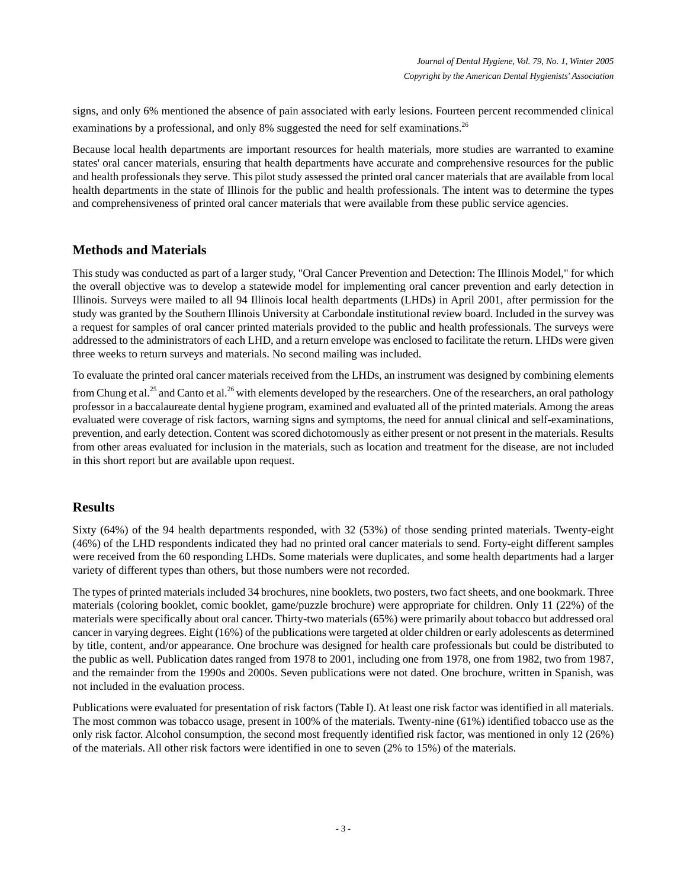signs, and only 6% mentioned the absence of pain associated with early lesions. Fourteen percent recommended clinical examinations by a professional, and only 8% suggested the need for self examinations.[26]

Because local health departments are important resources for health materials, more studies are warranted to examine states' oral cancer materials, ensuring that health departments have accurate and comprehensive resources for the public and health professionals they serve. This pilot study assessed the printed oral cancer materials that are available from local health departments in the state of Illinois for the public and health professionals. The intent was to determine the types and comprehensiveness of printed oral cancer materials that were available from these public service agencies.

## Methods and Materials

This study was conducted as part of a larger study, "Oral Cancer Prevention and Detection: The Illinois Model," for which the overall objective was to develop a statewide model for implementing oral cancer prevention and early detection in Illinois. Surveys were mailed to all 94 Illinois local health departments (LHDs) in April 2001, after permission for the study was granted by the Southern Illinois University at Carbondale institutional review board. Included in the survey was a request for samples of oral cancer printed materials provided to the public and health professionals. The surveys were addressed to the administrators of each LHD, and a return envelope was enclosed to facilitate the return. LHDs were given three weeks to return surveys and materials. No second mailing was included.

To evaluate the printed oral cancer materials received from the LHDs, an instrument was designed by combining elements from Chung et al.[25] and Canto et al.[26] with elements developed by the researchers. One of the researchers, an oral pathology professor in a baccalaureate dental hygiene program, examined and evaluated all of the printed materials. Among the areas evaluated were coverage of risk factors, warning signs and symptoms, the need for annual clinical and self-examinations, prevention, and early detection. Content was scored dichotomously as either present or not present in the materials. Results from other areas evaluated for inclusion in the materials, such as location and treatment for the disease, are not included in this short report but are available upon request.

## Results

Sixty (64%) of the 94 health departments responded, with 32 (53%) of those sending printed materials. Twenty-eight (46%) of the LHD respondents indicated they had no printed oral cancer materials to send. Forty-eight different samples were received from the 60 responding LHDs. Some materials were duplicates, and some health departments had a larger variety of different types than others, but those numbers were not recorded.

The types of printed materials included 34 brochures, nine booklets, two posters, two fact sheets, and one bookmark. Three materials (coloring booklet, comic booklet, game/puzzle brochure) were appropriate for children. Only 11 (22%) of the materials were specifically about oral cancer. Thirty-two materials (65%) were primarily about tobacco but addressed oral cancer in varying degrees. Eight (16%) of the publications were targeted at older children or early adolescents as determined by title, content, and/or appearance. One brochure was designed for health care professionals but could be distributed to the public as well. Publication dates ranged from 1978 to 2001, including one from 1978, one from 1982, two from 1987, and the remainder from the 1990s and 2000s. Seven publications were not dated. One brochure, written in Spanish, was not included in the evaluation process.

Publications were evaluated for presentation of risk factors (Table I). At least one risk factor was identified in all materials. The most common was tobacco usage, present in 100% of the materials. Twenty-nine (61%) identified tobacco use as the only risk factor. Alcohol consumption, the second most frequently identified risk factor, was mentioned in only 12 (26%) of the materials. All other risk factors were identified in one to seven (2% to 15%) of the materials.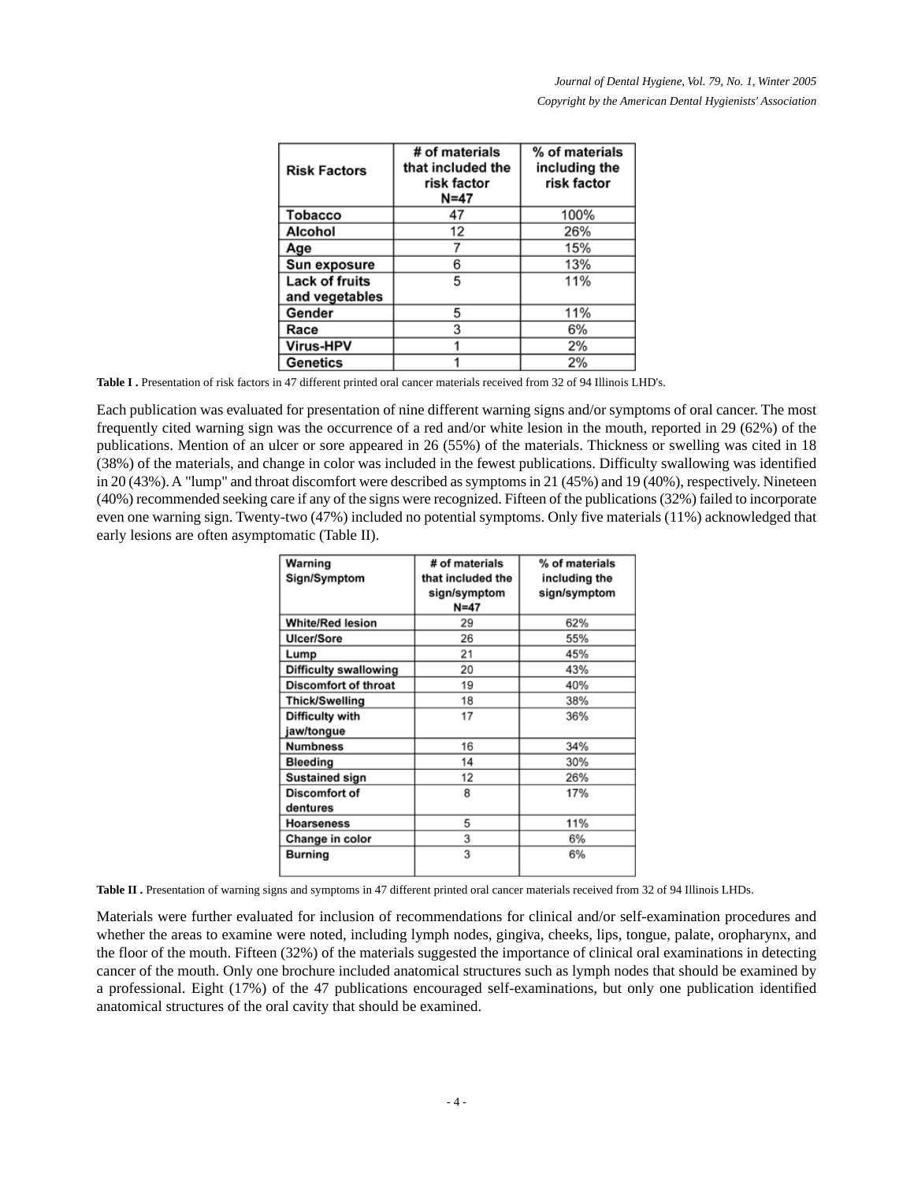| Risk Factors | # of materials that included the risk factor N=47 | % of materials including the risk factor |
|---|---|---|
| Tobacco | 47 | 100% |
| Alcohol | 12 | 26% |
| Age | 7 | 15% |
| Sun exposure | 6 | 13% |
| Lack of fruits and vegetables | 5 | 11% |
| Gender | 5 | 11% |
| Race | 3 | 6% |
| Virus-HPV | 1 | 2% |
| Genetics | 1 | 2% |

**Table I .** Presentation of risk factors in 47 different printed oral cancer materials received from 32 of 94 Illinois LHD's.

Each publication was evaluated for presentation of nine different warning signs and/or symptoms of oral cancer. The most frequently cited warning sign was the occurrence of a red and/or white lesion in the mouth, reported in 29 (62%) of the publications. Mention of an ulcer or sore appeared in 26 (55%) of the materials. Thickness or swelling was cited in 18 (38%) of the materials, and change in color was included in the fewest publications. Difficulty swallowing was identified in 20 (43%). A "lump" and throat discomfort were described as symptoms in 21 (45%) and 19 (40%), respectively. Nineteen (40%) recommended seeking care if any of the signs were recognized. Fifteen of the publications (32%) failed to incorporate even one warning sign. Twenty-two (47%) included no potential symptoms. Only five materials (11%) acknowledged that early lesions are often asymptomatic (Table II).

| Warning Sign/Symptom | # of materials that included the sign/symptom N=47 | % of materials including the sign/symptom |
|---|---|---|
| White/Red lesion | 29 | 62% |
| Ulcer/Sore | 26 | 55% |
| Lump | 21 | 45% |
| Difficulty swallowing | 20 | 43% |
| Discomfort of throat | 19 | 40% |
| Thick/Swelling | 18 | 38% |
| Difficulty with jaw/tongue | 17 | 36% |
| Numbness | 16 | 34% |
| Bleeding | 14 | 30% |
| Sustained sign | 12 | 26% |
| Discomfort of dentures | 8 | 17% |
| Hoarseness | 5 | 11% |
| Change in color | 3 | 6% |
| Burning | 3 | 6% |

**Table II .** Presentation of warning signs and symptoms in 47 different printed oral cancer materials received from 32 of 94 Illinois LHDs.

Materials were further evaluated for inclusion of recommendations for clinical and/or self-examination procedures and whether the areas to examine were noted, including lymph nodes, gingiva, cheeks, lips, tongue, palate, oropharynx, and the floor of the mouth. Fifteen (32%) of the materials suggested the importance of clinical oral examinations in detecting cancer of the mouth. Only one brochure included anatomical structures such as lymph nodes that should be examined by a professional. Eight (17%) of the 47 publications encouraged self-examinations, but only one publication identified anatomical structures of the oral cavity that should be examined.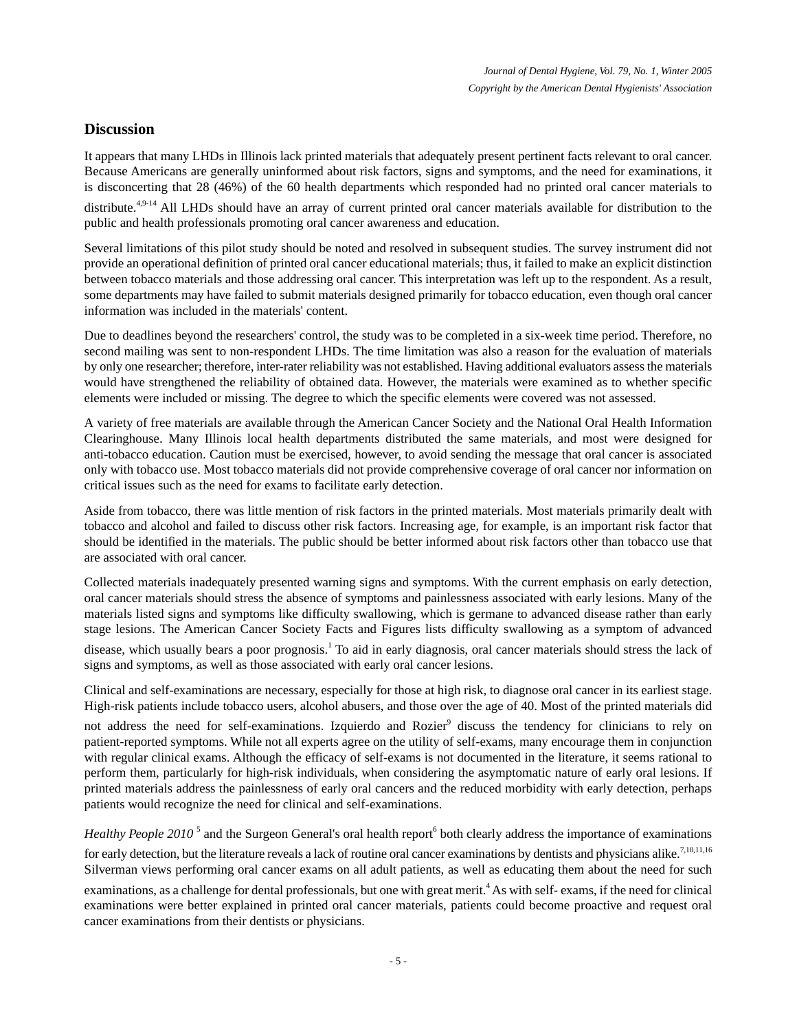## Discussion

It appears that many LHDs in Illinois lack printed materials that adequately present pertinent facts relevant to oral cancer. Because Americans are generally uninformed about risk factors, signs and symptoms, and the need for examinations, it is disconcerting that 28 (46%) of the 60 health departments which responded had no printed oral cancer materials to distribute.[4,9-14] All LHDs should have an array of current printed oral cancer materials available for distribution to the public and health professionals promoting oral cancer awareness and education.

Several limitations of this pilot study should be noted and resolved in subsequent studies. The survey instrument did not provide an operational definition of printed oral cancer educational materials; thus, it failed to make an explicit distinction between tobacco materials and those addressing oral cancer. This interpretation was left up to the respondent. As a result, some departments may have failed to submit materials designed primarily for tobacco education, even though oral cancer information was included in the materials' content.

Due to deadlines beyond the researchers' control, the study was to be completed in a six-week time period. Therefore, no second mailing was sent to non-respondent LHDs. The time limitation was also a reason for the evaluation of materials by only one researcher; therefore, inter-rater reliability was not established. Having additional evaluators assess the materials would have strengthened the reliability of obtained data. However, the materials were examined as to whether specific elements were included or missing. The degree to which the specific elements were covered was not assessed.

A variety of free materials are available through the American Cancer Society and the National Oral Health Information Clearinghouse. Many Illinois local health departments distributed the same materials, and most were designed for anti-tobacco education. Caution must be exercised, however, to avoid sending the message that oral cancer is associated only with tobacco use. Most tobacco materials did not provide comprehensive coverage of oral cancer nor information on critical issues such as the need for exams to facilitate early detection.

Aside from tobacco, there was little mention of risk factors in the printed materials. Most materials primarily dealt with tobacco and alcohol and failed to discuss other risk factors. Increasing age, for example, is an important risk factor that should be identified in the materials. The public should be better informed about risk factors other than tobacco use that are associated with oral cancer.

Collected materials inadequately presented warning signs and symptoms. With the current emphasis on early detection, oral cancer materials should stress the absence of symptoms and painlessness associated with early lesions. Many of the materials listed signs and symptoms like difficulty swallowing, which is germane to advanced disease rather than early stage lesions. The American Cancer Society Facts and Figures lists difficulty swallowing as a symptom of advanced disease, which usually bears a poor prognosis.[1] To aid in early diagnosis, oral cancer materials should stress the lack of signs and symptoms, as well as those associated with early oral cancer lesions.

Clinical and self-examinations are necessary, especially for those at high risk, to diagnose oral cancer in its earliest stage. High-risk patients include tobacco users, alcohol abusers, and those over the age of 40. Most of the printed materials did not address the need for self-examinations. Izquierdo and Rozier[9] discuss the tendency for clinicians to rely on patient-reported symptoms. While not all experts agree on the utility of self-exams, many encourage them in conjunction with regular clinical exams. Although the efficacy of self-exams is not documented in the literature, it seems rational to perform them, particularly for high-risk individuals, when considering the asymptomatic nature of early oral lesions. If printed materials address the painlessness of early oral cancers and the reduced morbidity with early detection, perhaps patients would recognize the need for clinical and self-examinations.

*Healthy People 2010*[5] and the Surgeon General's oral health report[6] both clearly address the importance of examinations for early detection, but the literature reveals a lack of routine oral cancer examinations by dentists and physicians alike.[7,10,11,16] Silverman views performing oral cancer exams on all adult patients, as well as educating them about the need for such examinations, as a challenge for dental professionals, but one with great merit.[4] As with self- exams, if the need for clinical examinations were better explained in printed oral cancer materials, patients could become proactive and request oral cancer examinations from their dentists or physicians.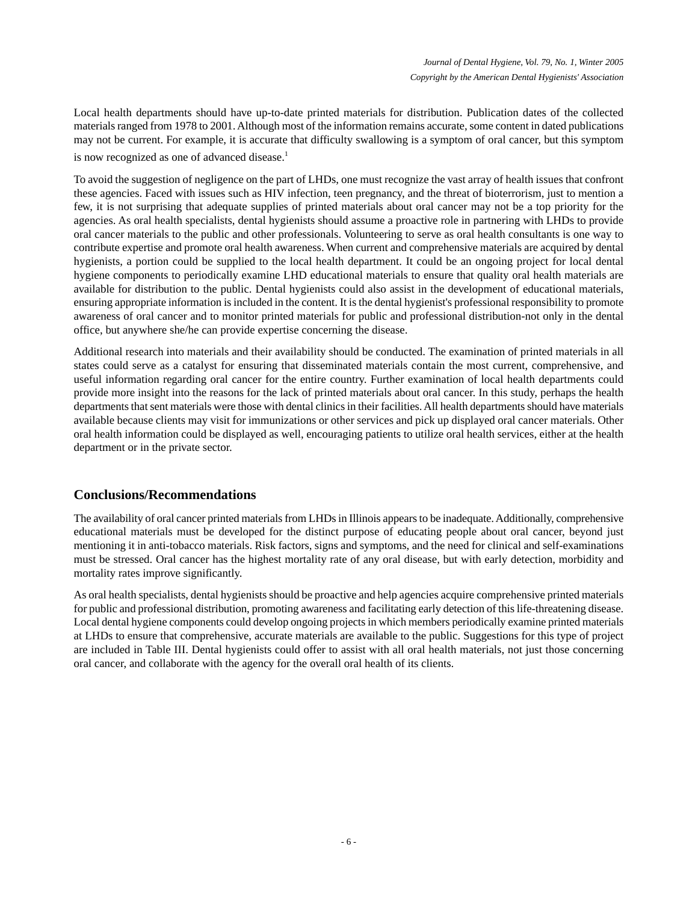Local health departments should have up-to-date printed materials for distribution. Publication dates of the collected materials ranged from 1978 to 2001. Although most of the information remains accurate, some content in dated publications may not be current. For example, it is accurate that difficulty swallowing is a symptom of oral cancer, but this symptom is now recognized as one of advanced disease.[1]

To avoid the suggestion of negligence on the part of LHDs, one must recognize the vast array of health issues that confront these agencies. Faced with issues such as HIV infection, teen pregnancy, and the threat of bioterrorism, just to mention a few, it is not surprising that adequate supplies of printed materials about oral cancer may not be a top priority for the agencies. As oral health specialists, dental hygienists should assume a proactive role in partnering with LHDs to provide oral cancer materials to the public and other professionals. Volunteering to serve as oral health consultants is one way to contribute expertise and promote oral health awareness. When current and comprehensive materials are acquired by dental hygienists, a portion could be supplied to the local health department. It could be an ongoing project for local dental hygiene components to periodically examine LHD educational materials to ensure that quality oral health materials are available for distribution to the public. Dental hygienists could also assist in the development of educational materials, ensuring appropriate information is included in the content. It is the dental hygienist's professional responsibility to promote awareness of oral cancer and to monitor printed materials for public and professional distribution-not only in the dental office, but anywhere she/he can provide expertise concerning the disease.

Additional research into materials and their availability should be conducted. The examination of printed materials in all states could serve as a catalyst for ensuring that disseminated materials contain the most current, comprehensive, and useful information regarding oral cancer for the entire country. Further examination of local health departments could provide more insight into the reasons for the lack of printed materials about oral cancer. In this study, perhaps the health departments that sent materials were those with dental clinics in their facilities. All health departments should have materials available because clients may visit for immunizations or other services and pick up displayed oral cancer materials. Other oral health information could be displayed as well, encouraging patients to utilize oral health services, either at the health department or in the private sector.

## Conclusions/Recommendations

The availability of oral cancer printed materials from LHDs in Illinois appears to be inadequate. Additionally, comprehensive educational materials must be developed for the distinct purpose of educating people about oral cancer, beyond just mentioning it in anti-tobacco materials. Risk factors, signs and symptoms, and the need for clinical and self-examinations must be stressed. Oral cancer has the highest mortality rate of any oral disease, but with early detection, morbidity and mortality rates improve significantly.

As oral health specialists, dental hygienists should be proactive and help agencies acquire comprehensive printed materials for public and professional distribution, promoting awareness and facilitating early detection of this life-threatening disease. Local dental hygiene components could develop ongoing projects in which members periodically examine printed materials at LHDs to ensure that comprehensive, accurate materials are available to the public. Suggestions for this type of project are included in Table III. Dental hygienists could offer to assist with all oral health materials, not just those concerning oral cancer, and collaborate with the agency for the overall oral health of its clients.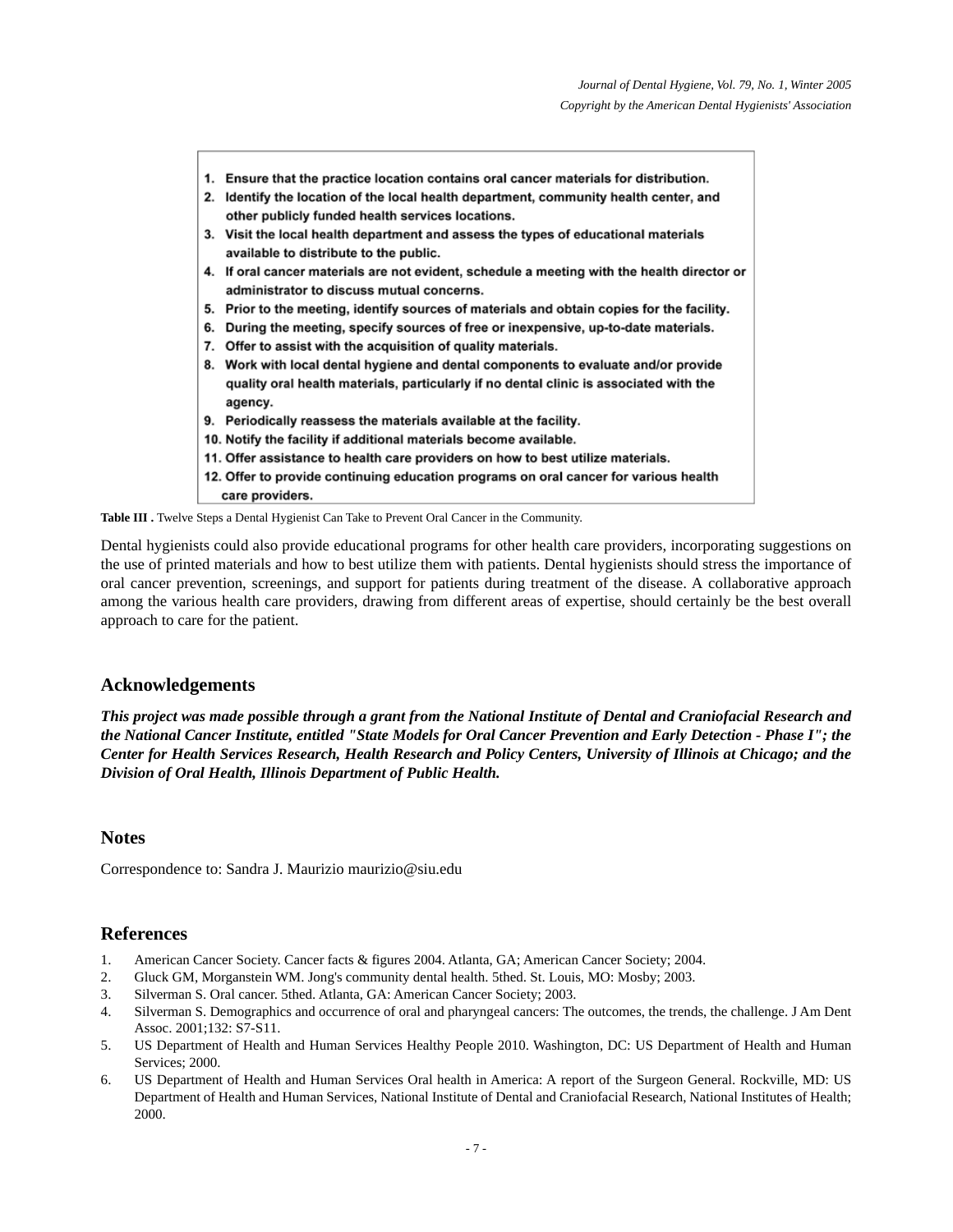1. Ensure that the practice location contains oral cancer materials for distribution.
2. Identify the location of the local health department, community health center, and other publicly funded health services locations.
3. Visit the local health department and assess the types of educational materials available to distribute to the public.
4. If oral cancer materials are not evident, schedule a meeting with the health director or administrator to discuss mutual concerns.
5. Prior to the meeting, identify sources of materials and obtain copies for the facility.
6. During the meeting, specify sources of free or inexpensive, up-to-date materials.
7. Offer to assist with the acquisition of quality materials.
8. Work with local dental hygiene and dental components to evaluate and/or provide quality oral health materials, particularly if no dental clinic is associated with the agency.
9. Periodically reassess the materials available at the facility.
10. Notify the facility if additional materials become available.
11. Offer assistance to health care providers on how to best utilize materials.
12. Offer to provide continuing education programs on oral cancer for various health care providers.

**Table III .** Twelve Steps a Dental Hygienist Can Take to Prevent Oral Cancer in the Community.

Dental hygienists could also provide educational programs for other health care providers, incorporating suggestions on the use of printed materials and how to best utilize them with patients. Dental hygienists should stress the importance of oral cancer prevention, screenings, and support for patients during treatment of the disease. A collaborative approach among the various health care providers, drawing from different areas of expertise, should certainly be the best overall approach to care for the patient.

## Acknowledgements

***This project was made possible through a grant from the National Institute of Dental and Craniofacial Research and the National Cancer Institute, entitled "State Models for Oral Cancer Prevention and Early Detection - Phase I"; the Center for Health Services Research, Health Research and Policy Centers, University of Illinois at Chicago; and the Division of Oral Health, Illinois Department of Public Health.***

## Notes

Correspondence to: Sandra J. Maurizio maurizio@siu.edu

## References

1. American Cancer Society. Cancer facts & figures 2004. Atlanta, GA; American Cancer Society; 2004.
2. Gluck GM, Morganstein WM. Jong's community dental health. 5thed. St. Louis, MO: Mosby; 2003.
3. Silverman S. Oral cancer. 5thed. Atlanta, GA: American Cancer Society; 2003.
4. Silverman S. Demographics and occurrence of oral and pharyngeal cancers: The outcomes, the trends, the challenge. J Am Dent Assoc. 2001;132: S7-S11.
5. US Department of Health and Human Services Healthy People 2010. Washington, DC: US Department of Health and Human Services; 2000.
6. US Department of Health and Human Services Oral health in America: A report of the Surgeon General. Rockville, MD: US Department of Health and Human Services, National Institute of Dental and Craniofacial Research, National Institutes of Health; 2000.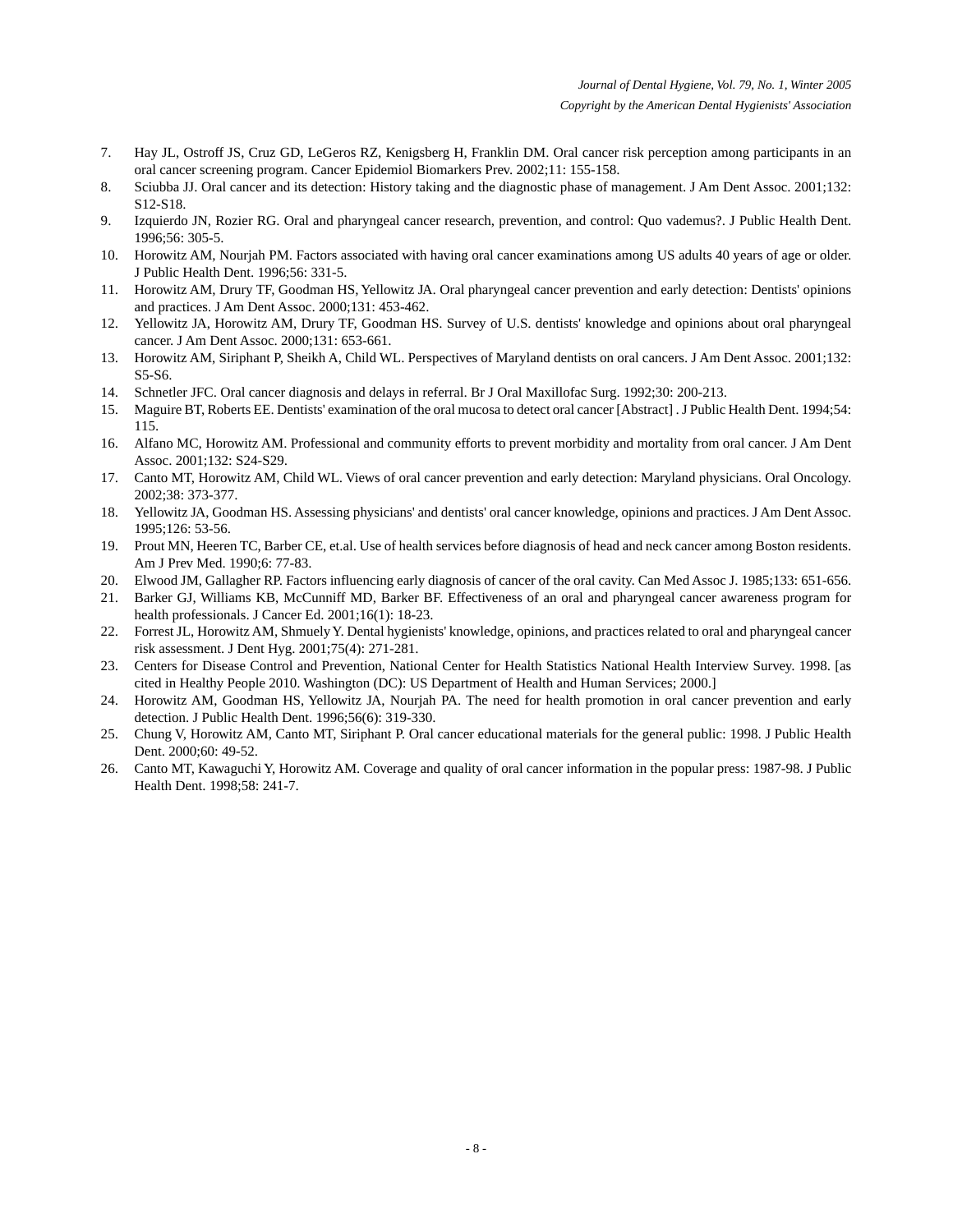7. Hay JL, Ostroff JS, Cruz GD, LeGeros RZ, Kenigsberg H, Franklin DM. Oral cancer risk perception among participants in an oral cancer screening program. Cancer Epidemiol Biomarkers Prev. 2002;11: 155-158.
8. Sciubba JJ. Oral cancer and its detection: History taking and the diagnostic phase of management. J Am Dent Assoc. 2001;132: S12-S18.
9. Izquierdo JN, Rozier RG. Oral and pharyngeal cancer research, prevention, and control: Quo vademus?. J Public Health Dent. 1996;56: 305-5.
10. Horowitz AM, Nourjah PM. Factors associated with having oral cancer examinations among US adults 40 years of age or older. J Public Health Dent. 1996;56: 331-5.
11. Horowitz AM, Drury TF, Goodman HS, Yellowitz JA. Oral pharyngeal cancer prevention and early detection: Dentists' opinions and practices. J Am Dent Assoc. 2000;131: 453-462.
12. Yellowitz JA, Horowitz AM, Drury TF, Goodman HS. Survey of U.S. dentists' knowledge and opinions about oral pharyngeal cancer. J Am Dent Assoc. 2000;131: 653-661.
13. Horowitz AM, Siriphant P, Sheikh A, Child WL. Perspectives of Maryland dentists on oral cancers. J Am Dent Assoc. 2001;132: S5-S6.
14. Schnetler JFC. Oral cancer diagnosis and delays in referral. Br J Oral Maxillofac Surg. 1992;30: 200-213.
15. Maguire BT, Roberts EE. Dentists' examination of the oral mucosa to detect oral cancer [Abstract] . J Public Health Dent. 1994;54: 115.
16. Alfano MC, Horowitz AM. Professional and community efforts to prevent morbidity and mortality from oral cancer. J Am Dent Assoc. 2001;132: S24-S29.
17. Canto MT, Horowitz AM, Child WL. Views of oral cancer prevention and early detection: Maryland physicians. Oral Oncology. 2002;38: 373-377.
18. Yellowitz JA, Goodman HS. Assessing physicians' and dentists' oral cancer knowledge, opinions and practices. J Am Dent Assoc. 1995;126: 53-56.
19. Prout MN, Heeren TC, Barber CE, et.al. Use of health services before diagnosis of head and neck cancer among Boston residents. Am J Prev Med. 1990;6: 77-83.
20. Elwood JM, Gallagher RP. Factors influencing early diagnosis of cancer of the oral cavity. Can Med Assoc J. 1985;133: 651-656.
21. Barker GJ, Williams KB, McCunniff MD, Barker BF. Effectiveness of an oral and pharyngeal cancer awareness program for health professionals. J Cancer Ed. 2001;16(1): 18-23.
22. Forrest JL, Horowitz AM, Shmuely Y. Dental hygienists' knowledge, opinions, and practices related to oral and pharyngeal cancer risk assessment. J Dent Hyg. 2001;75(4): 271-281.
23. Centers for Disease Control and Prevention, National Center for Health Statistics National Health Interview Survey. 1998. [as cited in Healthy People 2010. Washington (DC): US Department of Health and Human Services; 2000.]
24. Horowitz AM, Goodman HS, Yellowitz JA, Nourjah PA. The need for health promotion in oral cancer prevention and early detection. J Public Health Dent. 1996;56(6): 319-330.
25. Chung V, Horowitz AM, Canto MT, Siriphant P. Oral cancer educational materials for the general public: 1998. J Public Health Dent. 2000;60: 49-52.
26. Canto MT, Kawaguchi Y, Horowitz AM. Coverage and quality of oral cancer information in the popular press: 1987-98. J Public Health Dent. 1998;58: 241-7.